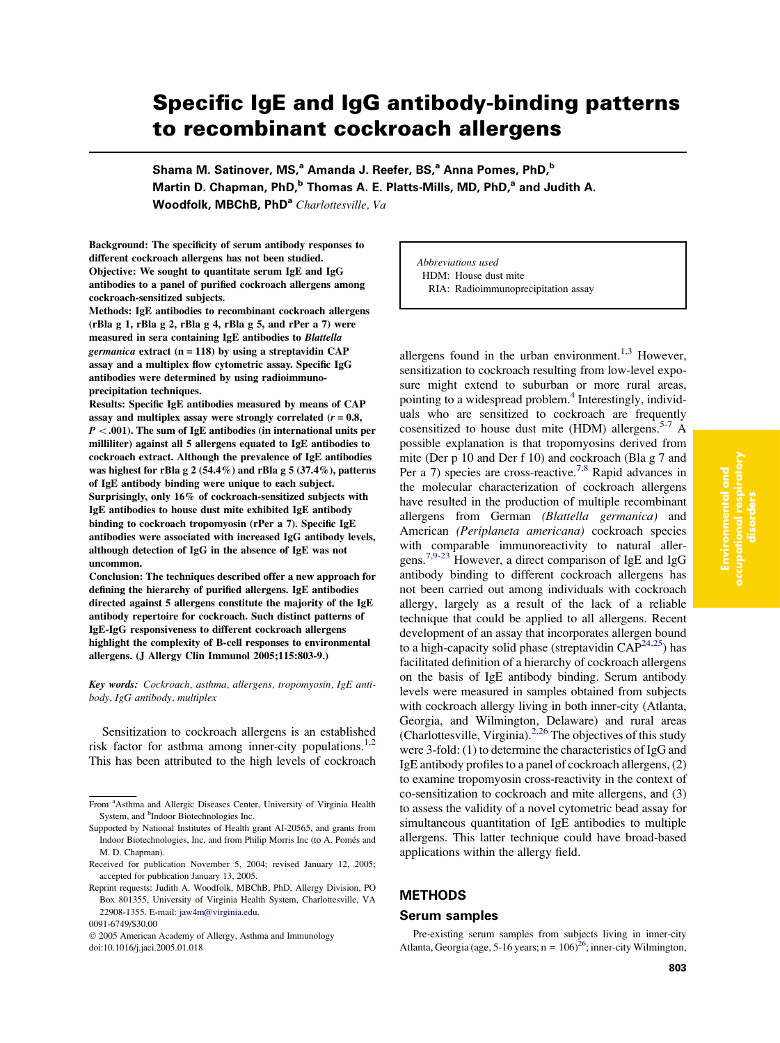# Specific IgE and IgG antibody-binding patterns to recombinant cockroach allergens

**Shama M. Satinover, MS,[a] Amanda J. Reefer, BS,[a] Anna Pomes, PhD,[b] Martin D. Chapman, PhD,[b] Thomas A. E. Platts-Mills, MD, PhD,[a] and Judith A. Woodfolk, MBChB, PhD[a]** *Charlottesville, Va*

**Background: The specificity of serum antibody responses to different cockroach allergens has not been studied.**
**Objective: We sought to quantitate serum IgE and IgG antibodies to a panel of purified cockroach allergens among cockroach-sensitized subjects.**
**Methods: IgE antibodies to recombinant cockroach allergens (rBla g 1, rBla g 2, rBla g 4, rBla g 5, and rPer a 7) were measured in sera containing IgE antibodies to *Blattella germanica* extract (n = 118) by using a streptavidin CAP assay and a multiplex flow cytometric assay. Specific IgG antibodies were determined by using radioimmunoprecipitation techniques.**
**Results: Specific IgE antibodies measured by means of CAP assay and multiplex assay were strongly correlated ($r = 0.8$, $P < .001$). The sum of IgE antibodies (in international units per milliliter) against all 5 allergens equated to IgE antibodies to cockroach extract. Although the prevalence of IgE antibodies was highest for rBla g 2 (54.4%) and rBla g 5 (37.4%), patterns of IgE antibody binding were unique to each subject. Surprisingly, only 16% of cockroach-sensitized subjects with IgE antibodies to house dust mite exhibited IgE antibody binding to cockroach tropomyosin (rPer a 7). Specific IgE antibodies were associated with increased IgG antibody levels, although detection of IgG in the absence of IgE was not uncommon.**
**Conclusion: The techniques described offer a new approach for defining the hierarchy of purified allergens. IgE antibodies directed against 5 allergens constitute the majority of the IgE antibody repertoire for cockroach. Such distinct patterns of IgE-IgG responsiveness to different cockroach allergens highlight the complexity of B-cell responses to environmental allergens. (J Allergy Clin Immunol 2005;115:803-9.)**

***Key words:** Cockroach, asthma, allergens, tropomyosin, IgE antibody, IgG antibody, multiplex*

Sensitization to cockroach allergens is an established risk factor for asthma among inner-city populations.[1,2] This has been attributed to the high levels of cockroach allergens found in the urban environment.[1,3] However, sensitization to cockroach resulting from low-level exposure might extend to suburban or more rural areas, pointing to a widespread problem.[4] Interestingly, individuals who are sensitized to cockroach are frequently cosensitized to house dust mite (HDM) allergens.[5-7] A possible explanation is that tropomyosins derived from mite (Der p 10 and Der f 10) and cockroach (Bla g 7 and Per a 7) species are cross-reactive.[7,8] Rapid advances in the molecular characterization of cockroach allergens have resulted in the production of multiple recombinant allergens from German *(Blattella germanica)* and American *(Periplaneta americana)* cockroach species with comparable immunoreactivity to natural allergens.[7,9-23] However, a direct comparison of IgE and IgG antibody binding to different cockroach allergens has not been carried out among individuals with cockroach allergy, largely as a result of the lack of a reliable technique that could be applied to all allergens. Recent development of an assay that incorporates allergen bound to a high-capacity solid phase (streptavidin CAP[24,25]) has facilitated definition of a hierarchy of cockroach allergens on the basis of IgE antibody binding. Serum antibody levels were measured in samples obtained from subjects with cockroach allergy living in both inner-city (Atlanta, Georgia, and Wilmington, Delaware) and rural areas (Charlottesville, Virginia).[2,26] The objectives of this study were 3-fold: (1) to determine the characteristics of IgG and IgE antibody profiles to a panel of cockroach allergens, (2) to examine tropomyosin cross-reactivity in the context of co-sensitization to cockroach and mite allergens, and (3) to assess the validity of a novel cytometric bead assay for simultaneous quantitation of IgE antibodies to multiple allergens. This latter technique could have broad-based applications within the allergy field.

*Abbreviations used*
HDM: House dust mite
RIA: Radioimmunoprecipitation assay

## METHODS

### Serum samples

Pre-existing serum samples from subjects living in inner-city Atlanta, Georgia (age, 5-16 years; n = 106)[26]; inner-city Wilmington,

---

From [a]Asthma and Allergic Diseases Center, University of Virginia Health System, and [b]Indoor Biotechnologies Inc.

Supported by National Institutes of Health grant AI-20565, and grants from Indoor Biotechnologies, Inc, and from Philip Morris Inc (to A. Pomés and M. D. Chapman).

Received for publication November 5, 2004; revised January 12, 2005; accepted for publication January 13, 2005.

Reprint requests: Judith A. Woodfolk, MBChB, PhD, Allergy Division, PO Box 801355, University of Virginia Health System, Charlottesville, VA 22908-1355. E-mail: jaw4m@virginia.edu.

0091-6749/$30.00

© 2005 American Academy of Allergy, Asthma and Immunology

doi:10.1016/j.jaci.2005.01.018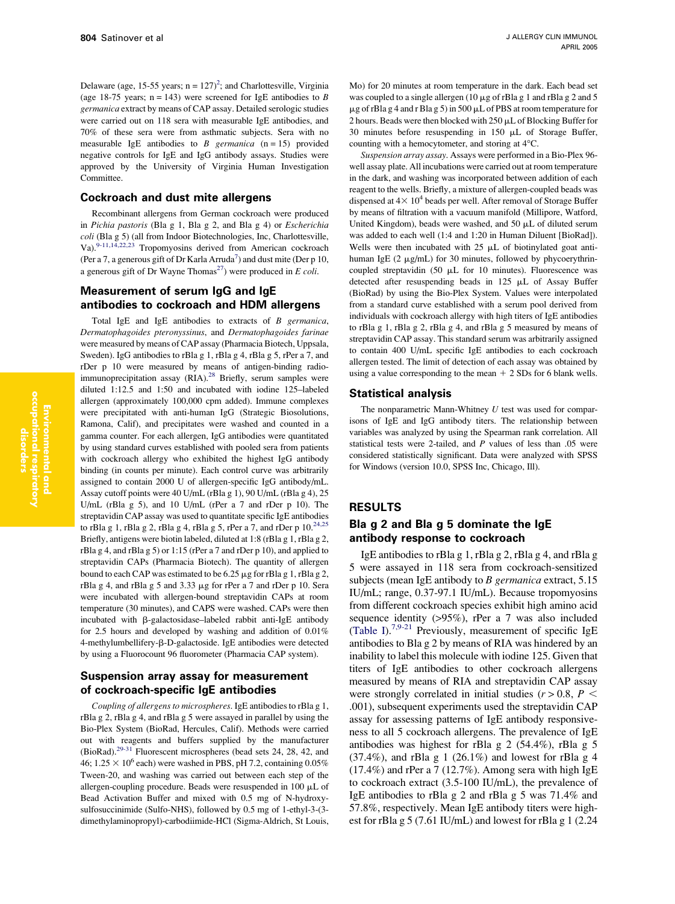Delaware (age, 15-55 years; n = 127)[2]; and Charlottesville, Virginia (age 18-75 years; n = 143) were screened for IgE antibodies to *B germanica* extract by means of CAP assay. Detailed serologic studies were carried out on 118 sera with measurable IgE antibodies, and 70% of these sera were from asthmatic subjects. Sera with no measurable IgE antibodies to *B germanica* (n = 15) provided negative controls for IgE and IgG antibody assays. Studies were approved by the University of Virginia Human Investigation Committee.

## Cockroach and dust mite allergens

Recombinant allergens from German cockroach were produced in *Pichia pastoris* (Bla g 1, Bla g 2, and Bla g 4) or *Escherichia coli* (Bla g 5) (all from Indoor Biotechnologies, Inc, Charlottesville, Va).[9-11,14,22,23] Tropomyosins derived from American cockroach (Per a 7, a generous gift of Dr Karla Arruda[7]) and dust mite (Der p 10, a generous gift of Dr Wayne Thomas[27]) were produced in *E coli*.

## Measurement of serum IgG and IgE antibodies to cockroach and HDM allergens

Total IgE and IgE antibodies to extracts of *B germanica*, *Dermatophagoides pteronyssinus*, and *Dermatophagoides farinae* were measured by means of CAP assay (Pharmacia Biotech, Uppsala, Sweden). IgG antibodies to rBla g 1, rBla g 4, rBla g 5, rPer a 7, and rDer p 10 were measured by means of antigen-binding radioimmunoprecipitation assay (RIA).[28] Briefly, serum samples were diluted 1:12.5 and 1:50 and incubated with iodine 125–labeled allergen (approximately 100,000 cpm added). Immune complexes were precipitated with anti-human IgG (Strategic Biosolutions, Ramona, Calif), and precipitates were washed and counted in a gamma counter. For each allergen, IgG antibodies were quantitated by using standard curves established with pooled sera from patients with cockroach allergy who exhibited the highest IgG antibody binding (in counts per minute). Each control curve was arbitrarily assigned to contain 2000 U of allergen-specific IgG antibody/mL. Assay cutoff points were 40 U/mL (rBla g 1), 90 U/mL (rBla g 4), 25 U/mL (rBla g 5), and 10 U/mL (rPer a 7 and rDer p 10). The streptavidin CAP assay was used to quantitate specific IgE antibodies to rBla g 1, rBla g 2, rBla g 4, rBla g 5, rPer a 7, and rDer p 10.[24,25] Briefly, antigens were biotin labeled, diluted at 1:8 (rBla g 1, rBla g 2, rBla g 4, and rBla g 5) or 1:15 (rPer a 7 and rDer p 10), and applied to streptavidin CAPs (Pharmacia Biotech). The quantity of allergen bound to each CAP was estimated to be 6.25 μg for rBla g 1, rBla g 2, rBla g 4, and rBla g 5 and 3.33 μg for rPer a 7 and rDer p 10. Sera were incubated with allergen-bound streptavidin CAPs at room temperature (30 minutes), and CAPS were washed. CAPs were then incubated with β-galactosidase–labeled rabbit anti-IgE antibody for 2.5 hours and developed by washing and addition of 0.01% 4-methylumbelliferyl-β-D-galactoside. IgE antibodies were detected by using a Fluorocount 96 fluorometer (Pharmacia CAP system).

## Suspension array assay for measurement of cockroach-specific IgE antibodies

*Coupling of allergens to microspheres.* IgE antibodies to rBla g 1, rBla g 2, rBla g 4, and rBla g 5 were assayed in parallel by using the Bio-Plex System (BioRad, Hercules, Calif). Methods were carried out with reagents and buffers supplied by the manufacturer (BioRad).[29-31] Fluorescent microspheres (bead sets 24, 28, 42, and 46; $1.25 \times 10^6$ each) were washed in PBS, pH 7.2, containing 0.05% Tween-20, and washing was carried out between each step of the allergen-coupling procedure. Beads were resuspended in 100 μL of Bead Activation Buffer and mixed with 0.5 mg of N-hydroxy-sulfosuccinimide (Sulfo-NHS), followed by 0.5 mg of 1-ethyl-3-(3-dimethylaminopropyl)-carbodiimide-HCl (Sigma-Aldrich, St Louis, Mo) for 20 minutes at room temperature in the dark. Each bead set was coupled to a single allergen (10 μg of rBla g 1 and rBla g 2 and 5 μg of rBla g 4 and r Bla g 5) in 500 μL of PBS at room temperature for 2 hours. Beads were then blocked with 250 μL of Blocking Buffer for 30 minutes before resuspending in 150 μL of Storage Buffer, counting with a hemocytometer, and storing at 4°C.

*Suspension array assay.* Assays were performed in a Bio-Plex 96-well assay plate. All incubations were carried out at room temperature in the dark, and washing was incorporated between addition of each reagent to the wells. Briefly, a mixture of allergen-coupled beads was dispensed at $4 \times 10^4$ beads per well. After removal of Storage Buffer by means of filtration with a vacuum manifold (Millipore, Watford, United Kingdom), beads were washed, and 50 μL of diluted serum was added to each well (1:4 and 1:20 in Human Diluent [BioRad]). Wells were then incubated with 25 μL of biotinylated goat anti-human IgE (2 μg/mL) for 30 minutes, followed by phycoerythrin-coupled streptavidin (50 μL for 10 minutes). Fluorescence was detected after resuspending beads in 125 μL of Assay Buffer (BioRad) by using the Bio-Plex System. Values were interpolated from a standard curve established with a serum pool derived from individuals with cockroach allergy with high titers of IgE antibodies to rBla g 1, rBla g 2, rBla g 4, and rBla g 5 measured by means of streptavidin CAP assay. This standard serum was arbitrarily assigned to contain 400 U/mL specific IgE antibodies to each cockroach allergen tested. The limit of detection of each assay was obtained by using a value corresponding to the mean + 2 SDs for 6 blank wells.

## Statistical analysis

The nonparametric Mann-Whitney *U* test was used for comparisons of IgE and IgG antibody titers. The relationship between variables was analyzed by using the Spearman rank correlation. All statistical tests were 2-tailed, and *P* values of less than .05 were considered statistically significant. Data were analyzed with SPSS for Windows (version 10.0, SPSS Inc, Chicago, Ill).

# RESULTS

## Bla g 2 and Bla g 5 dominate the IgE antibody response to cockroach

IgE antibodies to rBla g 1, rBla g 2, rBla g 4, and rBla g 5 were assayed in 118 sera from cockroach-sensitized subjects (mean IgE antibody to *B germanica* extract, 5.15 IU/mL; range, 0.37-97.1 IU/mL). Because tropomyosins from different cockroach species exhibit high amino acid sequence identity (>95%), rPer a 7 was also included (Table I).[7,9-21] Previously, measurement of specific IgE antibodies to Bla g 2 by means of RIA was hindered by an inability to label this molecule with iodine 125. Given that titers of IgE antibodies to other cockroach allergens measured by means of RIA and streptavidin CAP assay were strongly correlated in initial studies ($r > 0.8$, $P < .001$), subsequent experiments used the streptavidin CAP assay for assessing patterns of IgE antibody responsiveness to all 5 cockroach allergens. The prevalence of IgE antibodies was highest for rBla g 2 (54.4%), rBla g 5 (37.4%), and rBla g 1 (26.1%) and lowest for rBla g 4 (17.4%) and rPer a 7 (12.7%). Among sera with high IgE to cockroach extract (3.5-100 IU/mL), the prevalence of IgE antibodies to rBla g 2 and rBla g 5 was 71.4% and 57.8%, respectively. Mean IgE antibody titers were highest for rBla g 5 (7.61 IU/mL) and lowest for rBla g 1 (2.24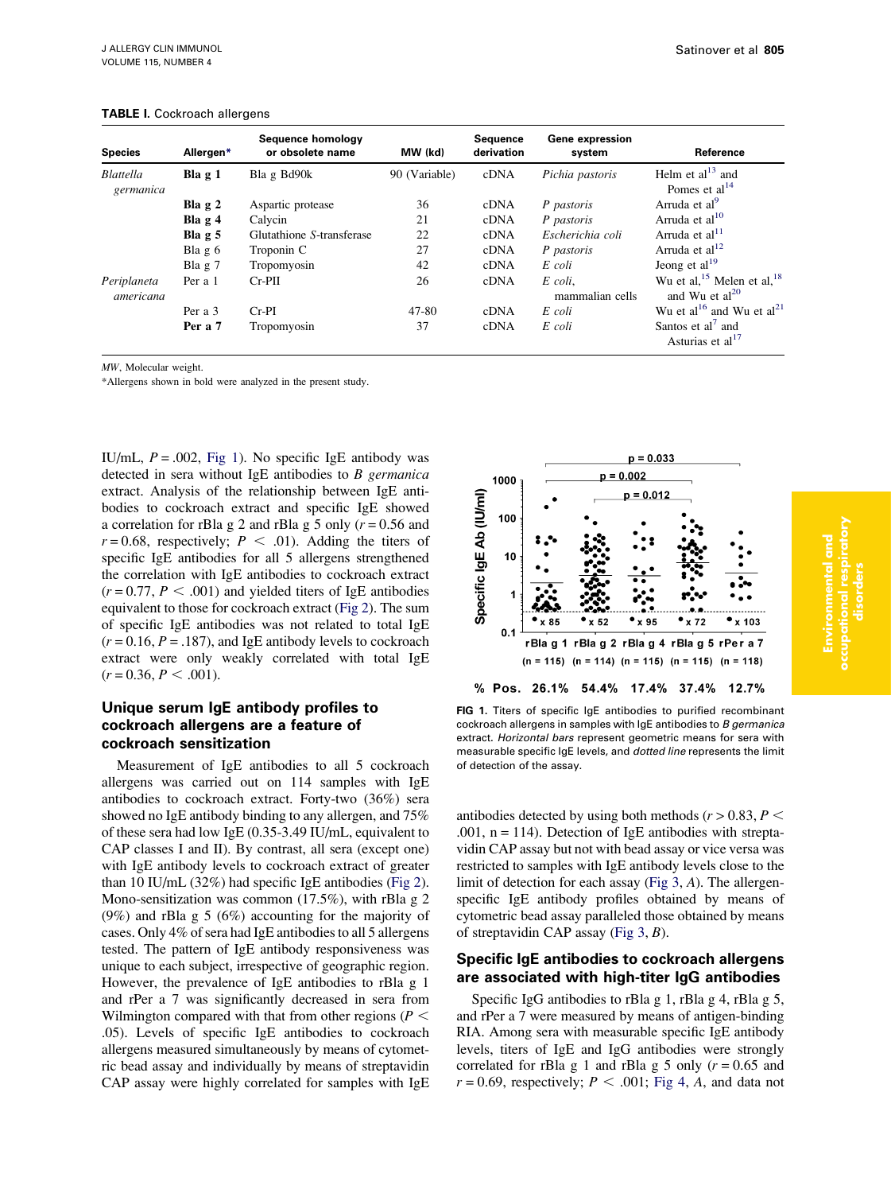**TABLE I.** Cockroach allergens

| Species | Allergen* | Sequence homology or obsolete name | MW (kd) | Sequence derivation | Gene expression system | Reference |
|---|---|---|---|---|---|---|
| *Blattella germanica* | **Bla g 1** | Bla g Bd90k | 90 (Variable) | cDNA | *Pichia pastoris* | Helm et al[13] and Pomes et al[14] |
| | **Bla g 2** | Aspartic protease | 36 | cDNA | *P pastoris* | Arruda et al[9] |
| | **Bla g 4** | Calycin | 21 | cDNA | *P pastoris* | Arruda et al[10] |
| | **Bla g 5** | Glutathione *S*-transferase | 22 | cDNA | *Escherichia coli* | Arruda et al[11] |
| | Bla g 6 | Troponin C | 27 | cDNA | *P pastoris* | Arruda et al[12] |
| | Bla g 7 | Tropomyosin | 42 | cDNA | *E coli* | Jeong et al[19] |
| *Periplaneta americana* | Per a 1 | Cr-PII | 26 | cDNA | *E coli*, mammalian cells | Wu et al,[15] Melen et al,[18] and Wu et al[20] |
| | Per a 3 | Cr-PI | 47-80 | cDNA | *E coli* | Wu et al[16] and Wu et al[21] |
| | **Per a 7** | Tropomyosin | 37 | cDNA | *E coli* | Santos et al[7] and Asturias et al[17] |

*MW*, Molecular weight.

*Allergens shown in bold were analyzed in the present study.

IU/mL, $P = .002$, Fig 1). No specific IgE antibody was detected in sera without IgE antibodies to *B germanica* extract. Analysis of the relationship between IgE antibodies to cockroach extract and specific IgE showed a correlation for rBla g 2 and rBla g 5 only ($r = 0.56$ and $r = 0.68$, respectively; $P < .01$). Adding the titers of specific IgE antibodies for all 5 allergens strengthened the correlation with IgE antibodies to cockroach extract ($r = 0.77$, $P < .001$) and yielded titers of IgE antibodies equivalent to those for cockroach extract (Fig 2). The sum of specific IgE antibodies was not related to total IgE ($r = 0.16$, $P = .187$), and IgE antibody levels to cockroach extract were only weakly correlated with total IgE ($r = 0.36$, $P < .001$).

## Unique serum IgE antibody profiles to cockroach allergens are a feature of cockroach sensitization

Measurement of IgE antibodies to all 5 cockroach allergens was carried out on 114 samples with IgE antibodies to cockroach extract. Forty-two (36%) sera showed no IgE antibody binding to any allergen, and 75% of these sera had low IgE (0.35-3.49 IU/mL, equivalent to CAP classes I and II). By contrast, all sera (except one) with IgE antibody levels to cockroach extract of greater than 10 IU/mL (32%) had specific IgE antibodies (Fig 2). Mono-sensitization was common (17.5%), with rBla g 2 (9%) and rBla g 5 (6%) accounting for the majority of cases. Only 4% of sera had IgE antibodies to all 5 allergens tested. The pattern of IgE antibody responsiveness was unique to each subject, irrespective of geographic region. However, the prevalence of IgE antibodies to rBla g 1 and rPer a 7 was significantly decreased in sera from Wilmington compared with that from other regions ($P < .05$). Levels of specific IgE antibodies to cockroach allergens measured simultaneously by means of cytometric bead assay and individually by means of streptavidin CAP assay were highly correlated for samples with IgE antibodies detected by using both methods ($r > 0.83$, $P < .001$, n = 114). Detection of IgE antibodies with streptavidin CAP assay but not with bead assay or vice versa was restricted to samples with IgE antibody levels close to the limit of detection for each assay (Fig 3, *A*). The allergen-specific IgE antibody profiles obtained by means of cytometric bead assay paralleled those obtained by means of streptavidin CAP assay (Fig 3, *B*).

**FIG 1.** Titers of specific IgE antibodies to purified recombinant cockroach allergens in samples with IgE antibodies to *B germanica* extract. *Horizontal bars* represent geometric means for sera with measurable specific IgE levels, and *dotted line* represents the limit of detection of the assay.

## Specific IgE antibodies to cockroach allergens are associated with high-titer IgG antibodies

Specific IgG antibodies to rBla g 1, rBla g 4, rBla g 5, and rPer a 7 were measured by means of antigen-binding RIA. Among sera with measurable specific IgE antibody levels, titers of IgE and IgG antibodies were strongly correlated for rBla g 1 and rBla g 5 only ($r = 0.65$ and $r = 0.69$, respectively; $P < .001$; Fig 4, *A*, and data not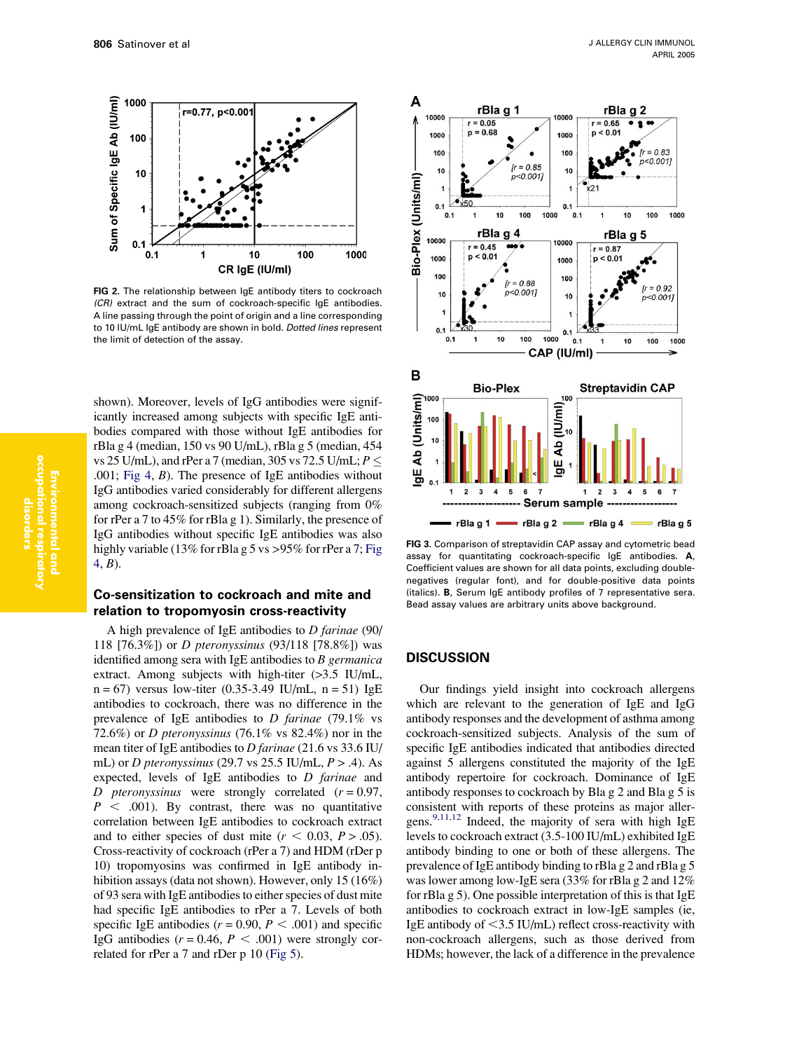FIG 2. The relationship between IgE antibody titers to cockroach *(CR)* extract and the sum of cockroach-specific IgE antibodies. A line passing through the point of origin and a line corresponding to 10 IU/mL IgE antibody are shown in bold. *Dotted lines* represent the limit of detection of the assay.

shown). Moreover, levels of IgG antibodies were significantly increased among subjects with specific IgE antibodies compared with those without IgE antibodies for rBla g 4 (median, 150 vs 90 U/mL), rBla g 5 (median, 454 vs 25 U/mL), and rPer a 7 (median, 305 vs 72.5 U/mL; $P \leq .001$; Fig 4, *B*). The presence of IgE antibodies without IgG antibodies varied considerably for different allergens among cockroach-sensitized subjects (ranging from 0% for rPer a 7 to 45% for rBla g 1). Similarly, the presence of IgG antibodies without specific IgE antibodies was also highly variable (13% for rBla g 5 vs >95% for rPer a 7; Fig 4, *B*).

## Co-sensitization to cockroach and mite and relation to tropomyosin cross-reactivity

A high prevalence of IgE antibodies to *D farinae* (90/118 [76.3%]) or *D pteronyssinus* (93/118 [78.8%]) was identified among sera with IgE antibodies to *B germanica* extract. Among subjects with high-titer (>3.5 IU/mL, n = 67) versus low-titer (0.35-3.49 IU/mL, n = 51) IgE antibodies to cockroach, there was no difference in the prevalence of IgE antibodies to *D farinae* (79.1% vs 72.6%) or *D pteronyssinus* (76.1% vs 82.4%) nor in the mean titer of IgE antibodies to *D farinae* (21.6 vs 33.6 IU/mL) or *D pteronyssinus* (29.7 vs 25.5 IU/mL, $P > .4$). As expected, levels of IgE antibodies to *D farinae* and *D pteronyssinus* were strongly correlated ($r = 0.97$, $P < .001$). By contrast, there was no quantitative correlation between IgE antibodies to cockroach extract and to either species of dust mite ($r < 0.03$, $P > .05$). Cross-reactivity of cockroach (rPer a 7) and HDM (rDer p 10) tropomyosins was confirmed in IgE antibody inhibition assays (data not shown). However, only 15 (16%) of 93 sera with IgE antibodies to either species of dust mite had specific IgE antibodies to rPer a 7. Levels of both specific IgE antibodies ($r = 0.90$, $P < .001$) and specific IgG antibodies ($r = 0.46$, $P < .001$) were strongly correlated for rPer a 7 and rDer p 10 (Fig 5).

FIG 3. Comparison of streptavidin CAP assay and cytometric bead assay for quantitating cockroach-specific IgE antibodies. **A**, Coefficient values are shown for all data points, excluding double-negatives (regular font), and for double-positive data points (italics). **B**, Serum IgE antibody profiles of 7 representative sera. Bead assay values are arbitrary units above background.

## DISCUSSION

Our findings yield insight into cockroach allergens which are relevant to the generation of IgE and IgG antibody responses and the development of asthma among cockroach-sensitized subjects. Analysis of the sum of specific IgE antibodies indicated that antibodies directed against 5 allergens constituted the majority of the IgE antibody repertoire for cockroach. Dominance of IgE antibody responses to cockroach by Bla g 2 and Bla g 5 is consistent with reports of these proteins as major allergens.[9,11,12] Indeed, the majority of sera with high IgE levels to cockroach extract (3.5-100 IU/mL) exhibited IgE antibody binding to one or both of these allergens. The prevalence of IgE antibody binding to rBla g 2 and rBla g 5 was lower among low-IgE sera (33% for rBla g 2 and 12% for rBla g 5). One possible interpretation of this is that IgE antibodies to cockroach extract in low-IgE samples (ie, IgE antibody of <3.5 IU/mL) reflect cross-reactivity with non-cockroach allergens, such as those derived from HDMs; however, the lack of a difference in the prevalence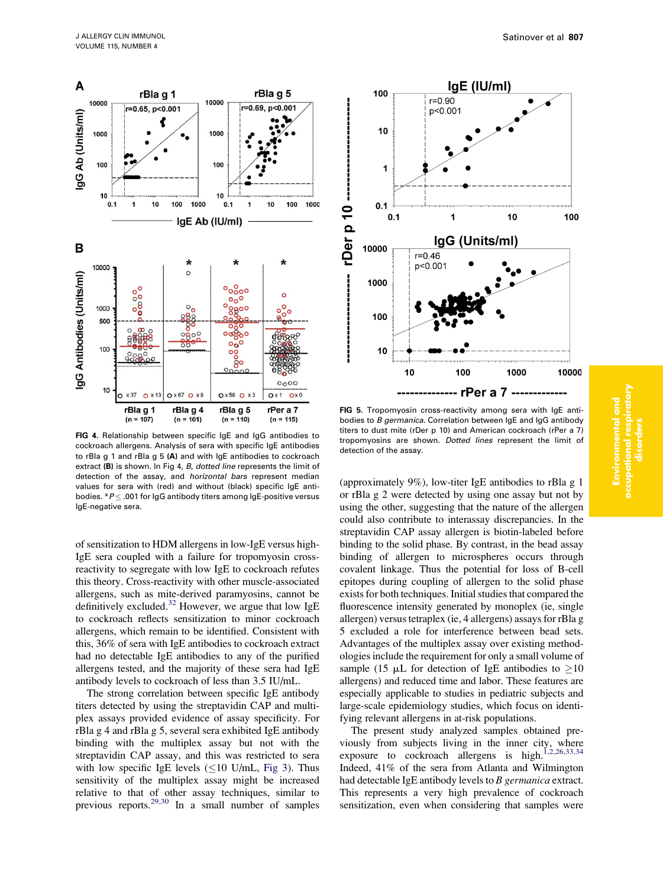FIG 4. Relationship between specific IgE and IgG antibodies to cockroach allergens. Analysis of sera with specific IgE antibodies to rBla g 1 and rBla g 5 **(A)** and with IgE antibodies to cockroach extract **(B)** is shown. In Fig 4, *B*, *dotted line* represents the limit of detection of the assay, and *horizontal bars* represent median values for sera with (red) and without (black) specific IgE antibodies. *$P \leq .001$ for IgG antibody titers among IgE-positive versus IgE-negative sera.

FIG 5. Tropomyosin cross-reactivity among sera with IgE antibodies to *B germanica*. Correlation between IgE and IgG antibody titers to dust mite (rDer p 10) and American cockroach (rPer a 7) tropomyosins are shown. *Dotted lines* represent the limit of detection of the assay.

of sensitization to HDM allergens in low-IgE versus high-IgE sera coupled with a failure for tropomyosin cross-reactivity to segregate with low IgE to cockroach refutes this theory. Cross-reactivity with other muscle-associated allergens, such as mite-derived paramyosins, cannot be definitively excluded.[32] However, we argue that low IgE to cockroach reflects sensitization to minor cockroach allergens, which remain to be identified. Consistent with this, 36% of sera with IgE antibodies to cockroach extract had no detectable IgE antibodies to any of the purified allergens tested, and the majority of these sera had IgE antibody levels to cockroach of less than 3.5 IU/mL.

The strong correlation between specific IgE antibody titers detected by using the streptavidin CAP and multiplex assays provided evidence of assay specificity. For rBla g 4 and rBla g 5, several sera exhibited IgE antibody binding with the multiplex assay but not with the streptavidin CAP assay, and this was restricted to sera with low specific IgE levels ($\leq$10 U/mL, Fig 3). Thus sensitivity of the multiplex assay might be increased relative to that of other assay techniques, similar to previous reports.[29,30] In a small number of samples (approximately 9%), low-titer IgE antibodies to rBla g 1 or rBla g 2 were detected by using one assay but not by using the other, suggesting that the nature of the allergen could also contribute to interassay discrepancies. In the streptavidin CAP assay allergen is biotin-labeled before binding to the solid phase. By contrast, in the bead assay binding of allergen to microspheres occurs through covalent linkage. Thus the potential for loss of B-cell epitopes during coupling of allergen to the solid phase exists for both techniques. Initial studies that compared the fluorescence intensity generated by monoplex (ie, single allergen) versus tetraplex (ie, 4 allergens) assays for rBla g 5 excluded a role for interference between bead sets. Advantages of the multiplex assay over existing methodologies include the requirement for only a small volume of sample (15 μL for detection of IgE antibodies to $\geq$10 allergens) and reduced time and labor. These features are especially applicable to studies in pediatric subjects and large-scale epidemiology studies, which focus on identifying relevant allergens in at-risk populations.

The present study analyzed samples obtained previously from subjects living in the inner city, where exposure to cockroach allergens is high.[1,2,26,33,34] Indeed, 41% of the sera from Atlanta and Wilmington had detectable IgE antibody levels to *B germanica* extract. This represents a very high prevalence of cockroach sensitization, even when considering that samples were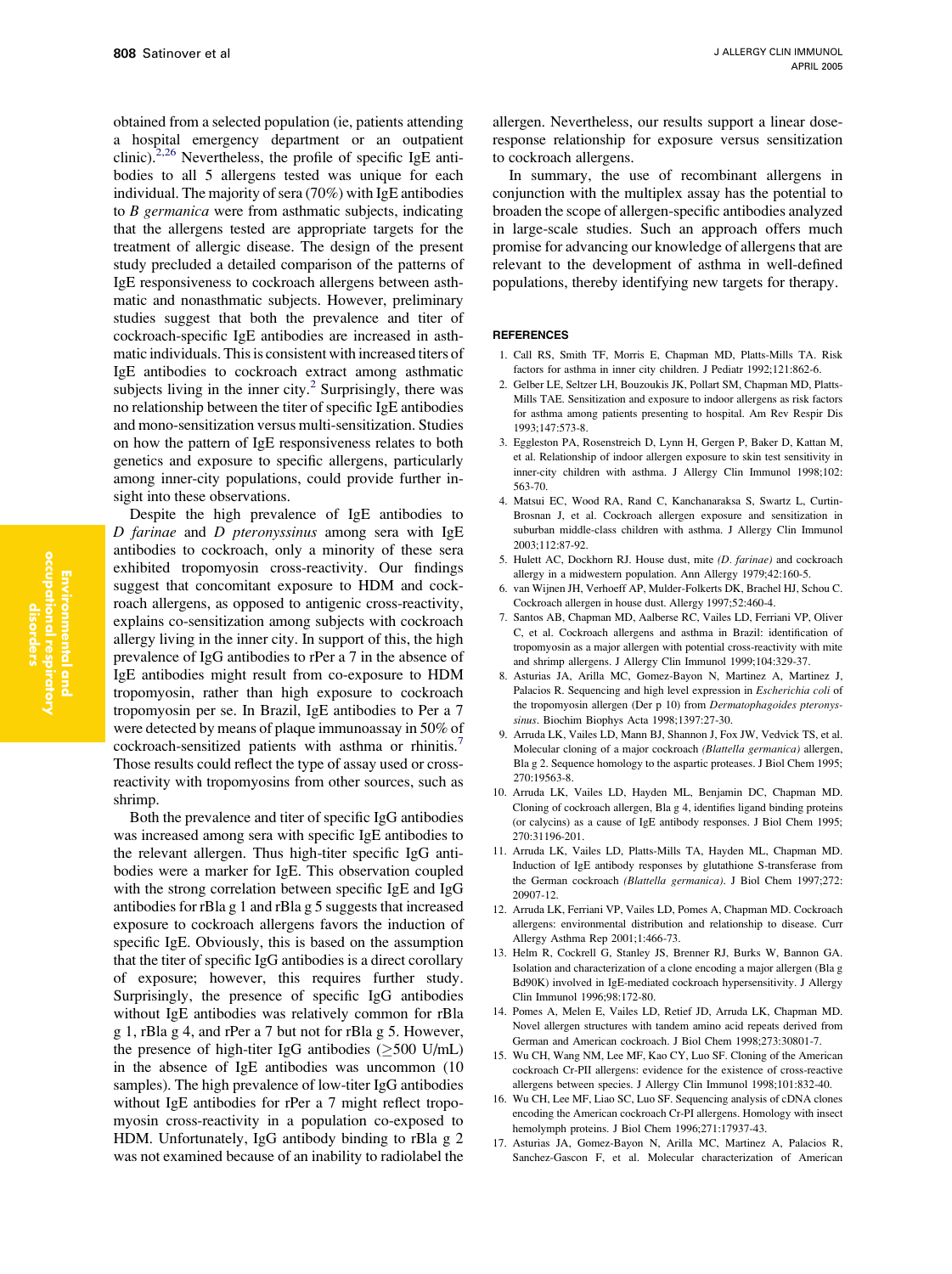obtained from a selected population (ie, patients attending a hospital emergency department or an outpatient clinic).[2,26] Nevertheless, the profile of specific IgE antibodies to all 5 allergens tested was unique for each individual. The majority of sera (70%) with IgE antibodies to *B germanica* were from asthmatic subjects, indicating that the allergens tested are appropriate targets for the treatment of allergic disease. The design of the present study precluded a detailed comparison of the patterns of IgE responsiveness to cockroach allergens between asthmatic and nonasthmatic subjects. However, preliminary studies suggest that both the prevalence and titer of cockroach-specific IgE antibodies are increased in asthmatic individuals. This is consistent with increased titers of IgE antibodies to cockroach extract among asthmatic subjects living in the inner city.[2] Surprisingly, there was no relationship between the titer of specific IgE antibodies and mono-sensitization versus multi-sensitization. Studies on how the pattern of IgE responsiveness relates to both genetics and exposure to specific allergens, particularly among inner-city populations, could provide further insight into these observations.

Despite the high prevalence of IgE antibodies to *D farinae* and *D pteronyssinus* among sera with IgE antibodies to cockroach, only a minority of these sera exhibited tropomyosin cross-reactivity. Our findings suggest that concomitant exposure to HDM and cockroach allergens, as opposed to antigenic cross-reactivity, explains co-sensitization among subjects with cockroach allergy living in the inner city. In support of this, the high prevalence of IgG antibodies to rPer a 7 in the absence of IgE antibodies might result from co-exposure to HDM tropomyosin, rather than high exposure to cockroach tropomyosin per se. In Brazil, IgE antibodies to Per a 7 were detected by means of plaque immunoassay in 50% of cockroach-sensitized patients with asthma or rhinitis.[7] Those results could reflect the type of assay used or cross-reactivity with tropomyosins from other sources, such as shrimp.

Both the prevalence and titer of specific IgG antibodies was increased among sera with specific IgE antibodies to the relevant allergen. Thus high-titer specific IgG antibodies were a marker for IgE. This observation coupled with the strong correlation between specific IgE and IgG antibodies for rBla g 1 and rBla g 5 suggests that increased exposure to cockroach allergens favors the induction of specific IgE. Obviously, this is based on the assumption that the titer of specific IgG antibodies is a direct corollary of exposure; however, this requires further study. Surprisingly, the presence of specific IgG antibodies without IgE antibodies was relatively common for rBla g 1, rBla g 4, and rPer a 7 but not for rBla g 5. However, the presence of high-titer IgG antibodies ($\geq$500 U/mL) in the absence of IgE antibodies was uncommon (10 samples). The high prevalence of low-titer IgG antibodies without IgE antibodies for rPer a 7 might reflect tropomyosin cross-reactivity in a population co-exposed to HDM. Unfortunately, IgG antibody binding to rBla g 2 was not examined because of an inability to radiolabel the allergen. Nevertheless, our results support a linear dose-response relationship for exposure versus sensitization to cockroach allergens.

In summary, the use of recombinant allergens in conjunction with the multiplex assay has the potential to broaden the scope of allergen-specific antibodies analyzed in large-scale studies. Such an approach offers much promise for advancing our knowledge of allergens that are relevant to the development of asthma in well-defined populations, thereby identifying new targets for therapy.

## REFERENCES

1. Call RS, Smith TF, Morris E, Chapman MD, Platts-Mills TA. Risk factors for asthma in inner city children. J Pediatr 1992;121:862-6.
2. Gelber LE, Seltzer LH, Bouzoukis JK, Pollart SM, Chapman MD, Platts-Mills TAE. Sensitization and exposure to indoor allergens as risk factors for asthma among patients presenting to hospital. Am Rev Respir Dis 1993;147:573-8.
3. Eggleston PA, Rosenstreich D, Lynn H, Gergen P, Baker D, Kattan M, et al. Relationship of indoor allergen exposure to skin test sensitivity in inner-city children with asthma. J Allergy Clin Immunol 1998;102:563-70.
4. Matsui EC, Wood RA, Rand C, Kanchanaraksa S, Swartz L, Curtin-Brosnan J, et al. Cockroach allergen exposure and sensitization in suburban middle-class children with asthma. J Allergy Clin Immunol 2003;112:87-92.
5. Hulett AC, Dockhorn RJ. House dust, mite *(D. farinae)* and cockroach allergy in a midwestern population. Ann Allergy 1979;42:160-5.
6. van Wijnen JH, Verhoeff AP, Mulder-Folkerts DK, Brachel HJ, Schou C. Cockroach allergen in house dust. Allergy 1997;52:460-4.
7. Santos AB, Chapman MD, Aalberse RC, Vailes LD, Ferriani VP, Oliver C, et al. Cockroach allergens and asthma in Brazil: identification of tropomyosin as a major allergen with potential cross-reactivity with mite and shrimp allergens. J Allergy Clin Immunol 1999;104:329-37.
8. Asturias JA, Arilla MC, Gomez-Bayon N, Martinez A, Martinez J, Palacios R. Sequencing and high level expression in *Escherichia coli* of the tropomyosin allergen (Der p 10) from *Dermatophagoides pteronyssinus*. Biochim Biophys Acta 1998;1397:27-30.
9. Arruda LK, Vailes LD, Mann BJ, Shannon J, Fox JW, Vedvick TS, et al. Molecular cloning of a major cockroach *(Blattella germanica)* allergen, Bla g 2. Sequence homology to the aspartic proteases. J Biol Chem 1995;270:19563-8.
10. Arruda LK, Vailes LD, Hayden ML, Benjamin DC, Chapman MD. Cloning of cockroach allergen, Bla g 4, identifies ligand binding proteins (or calycins) as a cause of IgE antibody responses. J Biol Chem 1995;270:31196-201.
11. Arruda LK, Vailes LD, Platts-Mills TA, Hayden ML, Chapman MD. Induction of IgE antibody responses by glutathione S-transferase from the German cockroach *(Blattella germanica)*. J Biol Chem 1997;272:20907-12.
12. Arruda LK, Ferriani VP, Vailes LD, Pomes A, Chapman MD. Cockroach allergens: environmental distribution and relationship to disease. Curr Allergy Asthma Rep 2001;1:466-73.
13. Helm R, Cockrell G, Stanley JS, Brenner RJ, Burks W, Bannon GA. Isolation and characterization of a clone encoding a major allergen (Bla g Bd90K) involved in IgE-mediated cockroach hypersensitivity. J Allergy Clin Immunol 1996;98:172-80.
14. Pomes A, Melen E, Vailes LD, Retief JD, Arruda LK, Chapman MD. Novel allergen structures with tandem amino acid repeats derived from German and American cockroach. J Biol Chem 1998;273:30801-7.
15. Wu CH, Wang NM, Lee MF, Kao CY, Luo SF. Cloning of the American cockroach Cr-PII allergens: evidence for the existence of cross-reactive allergens between species. J Allergy Clin Immunol 1998;101:832-40.
16. Wu CH, Lee MF, Liao SC, Luo SF. Sequencing analysis of cDNA clones encoding the American cockroach Cr-PI allergens. Homology with insect hemolymph proteins. J Biol Chem 1996;271:17937-43.
17. Asturias JA, Gomez-Bayon N, Arilla MC, Martinez A, Palacios R, Sanchez-Gascon F, et al. Molecular characterization of American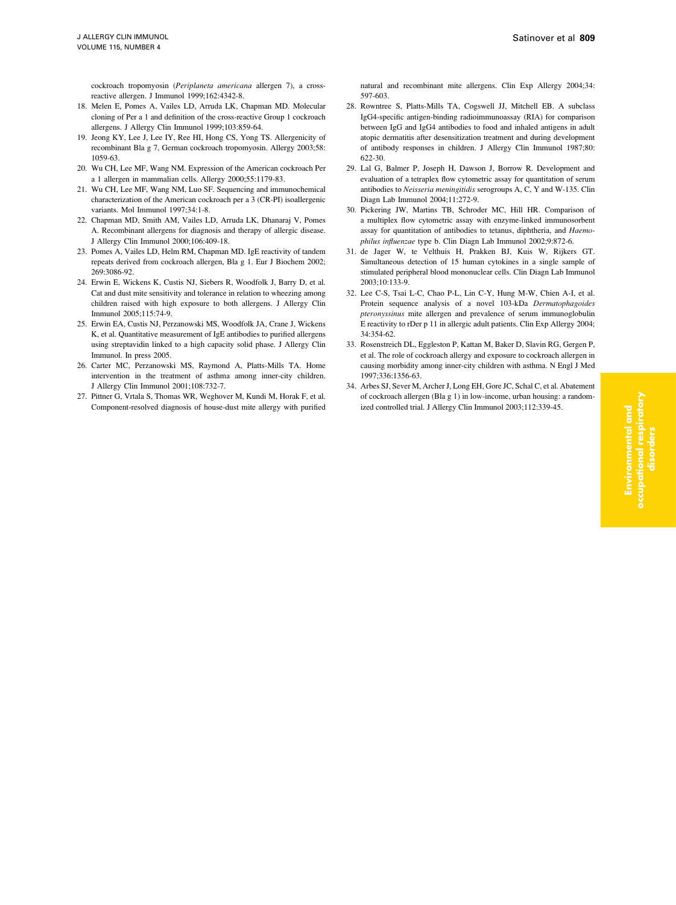cockroach tropomyosin (*Periplaneta americana* allergen 7), a cross-reactive allergen. J Immunol 1999;162:4342-8.

18. Melen E, Pomes A, Vailes LD, Arruda LK, Chapman MD. Molecular cloning of Per a 1 and definition of the cross-reactive Group 1 cockroach allergens. J Allergy Clin Immunol 1999;103:859-64.
19. Jeong KY, Lee J, Lee IY, Ree HI, Hong CS, Yong TS. Allergenicity of recombinant Bla g 7, German cockroach tropomyosin. Allergy 2003;58:1059-63.
20. Wu CH, Lee MF, Wang NM. Expression of the American cockroach Per a 1 allergen in mammalian cells. Allergy 2000;55:1179-83.
21. Wu CH, Lee MF, Wang NM, Luo SF. Sequencing and immunochemical characterization of the American cockroach per a 3 (CR-PI) isoallergenic variants. Mol Immunol 1997;34:1-8.
22. Chapman MD, Smith AM, Vailes LD, Arruda LK, Dhanaraj V, Pomes A. Recombinant allergens for diagnosis and therapy of allergic disease. J Allergy Clin Immunol 2000;106:409-18.
23. Pomes A, Vailes LD, Helm RM, Chapman MD. IgE reactivity of tandem repeats derived from cockroach allergen, Bla g 1. Eur J Biochem 2002;269:3086-92.
24. Erwin E, Wickens K, Custis NJ, Siebers R, Woodfolk J, Barry D, et al. Cat and dust mite sensitivity and tolerance in relation to wheezing among children raised with high exposure to both allergens. J Allergy Clin Immunol 2005;115:74-9.
25. Erwin EA, Custis NJ, Perzanowski MS, Woodfolk JA, Crane J, Wickens K, et al. Quantitative measurement of IgE antibodies to purified allergens using streptavidin linked to a high capacity solid phase. J Allergy Clin Immunol. In press 2005.
26. Carter MC, Perzanowski MS, Raymond A, Platts-Mills TA. Home intervention in the treatment of asthma among inner-city children. J Allergy Clin Immunol 2001;108:732-7.
27. Pittner G, Vrtala S, Thomas WR, Weghover M, Kundi M, Horak F, et al. Component-resolved diagnosis of house-dust mite allergy with purified natural and recombinant mite allergens. Clin Exp Allergy 2004;34:597-603.
28. Rowntree S, Platts-Mills TA, Cogswell JJ, Mitchell EB. A subclass IgG4-specific antigen-binding radioimmunoassay (RIA) for comparison between IgG and IgG4 antibodies to food and inhaled antigens in adult atopic dermatitis after desensitization treatment and during development of antibody responses in children. J Allergy Clin Immunol 1987;80:622-30.
29. Lal G, Balmer P, Joseph H, Dawson J, Borrow R. Development and evaluation of a tetraplex flow cytometric assay for quantitation of serum antibodies to *Neisseria meningitidis* serogroups A, C, Y and W-135. Clin Diagn Lab Immunol 2004;11:272-9.
30. Pickering JW, Martins TB, Schroder MC, Hill HR. Comparison of a multiplex flow cytometric assay with enzyme-linked immunosorbent assay for quantitation of antibodies to tetanus, diphtheria, and *Haemophilus influenzae* type b. Clin Diagn Lab Immunol 2002;9:872-6.
31. de Jager W, te Velthuis H, Prakken BJ, Kuis W, Rijkers GT. Simultaneous detection of 15 human cytokines in a single sample of stimulated peripheral blood mononuclear cells. Clin Diagn Lab Immunol 2003;10:133-9.
32. Lee C-S, Tsai L-C, Chao P-L, Lin C-Y, Hung M-W, Chien A-I, et al. Protein sequence analysis of a novel 103-kDa *Dermatophagoides pteronyssinus* mite allergen and prevalence of serum immunoglobulin E reactivity to rDer p 11 in allergic adult patients. Clin Exp Allergy 2004;34:354-62.
33. Rosenstreich DL, Eggleston P, Kattan M, Baker D, Slavin RG, Gergen P, et al. The role of cockroach allergy and exposure to cockroach allergen in causing morbidity among inner-city children with asthma. N Engl J Med 1997;336:1356-63.
34. Arbes SJ, Sever M, Archer J, Long EH, Gore JC, Schal C, et al. Abatement of cockroach allergen (Bla g 1) in low-income, urban housing: a randomized controlled trial. J Allergy Clin Immunol 2003;112:339-45.